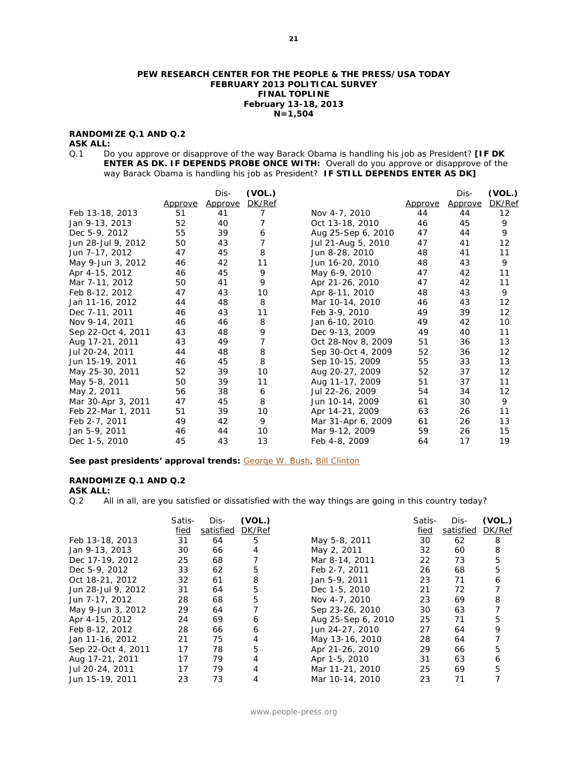**PEW RESEARCH CENTER FOR THE PEOPLE & THE PRESS/USA TODAY**
**FEBRUARY 2013 POLITICAL SURVEY**
**FINAL TOPLINE**
**February 13-18, 2013**
**N=1,504**

**RANDOMIZE Q.1 AND Q.2**
**ASK ALL:**
Q.1 Do you approve or disapprove of the way Barack Obama is handling his job as President? **[IF DK ENTER AS DK. IF DEPENDS PROBE ONCE WITH:** Overall do you approve or disapprove of the way Barack Obama is handling his job as President? **IF STILL DEPENDS ENTER AS DK]**

| | Approve | Dis-Approve | (VOL.) DK/Ref | | Approve | Dis-Approve | (VOL.) DK/Ref |
|---|---|---|---|---|---|---|---|
| Feb 13-18, 2013 | 51 | 41 | 7 | Nov 4-7, 2010 | 44 | 44 | 12 |
| Jan 9-13, 2013 | 52 | 40 | 7 | Oct 13-18, 2010 | 46 | 45 | 9 |
| Dec 5-9, 2012 | 55 | 39 | 6 | Aug 25-Sep 6, 2010 | 47 | 44 | 9 |
| Jun 28-Jul 9, 2012 | 50 | 43 | 7 | Jul 21-Aug 5, 2010 | 47 | 41 | 12 |
| Jun 7-17, 2012 | 47 | 45 | 8 | Jun 8-28, 2010 | 48 | 41 | 11 |
| May 9-Jun 3, 2012 | 46 | 42 | 11 | Jun 16-20, 2010 | 48 | 43 | 9 |
| Apr 4-15, 2012 | 46 | 45 | 9 | May 6-9, 2010 | 47 | 42 | 11 |
| Mar 7-11, 2012 | 50 | 41 | 9 | Apr 21-26, 2010 | 47 | 42 | 11 |
| Feb 8-12, 2012 | 47 | 43 | 10 | Apr 8-11, 2010 | 48 | 43 | 9 |
| Jan 11-16, 2012 | 44 | 48 | 8 | Mar 10-14, 2010 | 46 | 43 | 12 |
| Dec 7-11, 2011 | 46 | 43 | 11 | Feb 3-9, 2010 | 49 | 39 | 12 |
| Nov 9-14, 2011 | 46 | 46 | 8 | Jan 6-10, 2010 | 49 | 42 | 10 |
| Sep 22-Oct 4, 2011 | 43 | 48 | 9 | Dec 9-13, 2009 | 49 | 40 | 11 |
| Aug 17-21, 2011 | 43 | 49 | 7 | Oct 28-Nov 8, 2009 | 51 | 36 | 13 |
| Jul 20-24, 2011 | 44 | 48 | 8 | Sep 30-Oct 4, 2009 | 52 | 36 | 12 |
| Jun 15-19, 2011 | 46 | 45 | 8 | Sep 10-15, 2009 | 55 | 33 | 13 |
| May 25-30, 2011 | 52 | 39 | 10 | Aug 20-27, 2009 | 52 | 37 | 12 |
| May 5-8, 2011 | 50 | 39 | 11 | Aug 11-17, 2009 | 51 | 37 | 11 |
| May 2, 2011 | 56 | 38 | 6 | Jul 22-26, 2009 | 54 | 34 | 12 |
| Mar 30-Apr 3, 2011 | 47 | 45 | 8 | Jun 10-14, 2009 | 61 | 30 | 9 |
| Feb 22-Mar 1, 2011 | 51 | 39 | 10 | Apr 14-21, 2009 | 63 | 26 | 11 |
| Feb 2-7, 2011 | 49 | 42 | 9 | Mar 31-Apr 6, 2009 | 61 | 26 | 13 |
| Jan 5-9, 2011 | 46 | 44 | 10 | Mar 9-12, 2009 | 59 | 26 | 15 |
| Dec 1-5, 2010 | 45 | 43 | 13 | Feb 4-8, 2009 | 64 | 17 | 19 |

**See past presidents' approval trends:** George W. Bush, Bill Clinton

**RANDOMIZE Q.1 AND Q.2**
**ASK ALL:**
Q.2 All in all, are you satisfied or dissatisfied with the way things are going in this country today?

| | Satis-fied | Dis-satisfied | (VOL.) DK/Ref | | Satis-fied | Dis-satisfied | (VOL.) DK/Ref |
|---|---|---|---|---|---|---|---|
| Feb 13-18, 2013 | 31 | 64 | 5 | May 5-8, 2011 | 30 | 62 | 8 |
| Jan 9-13, 2013 | 30 | 66 | 4 | May 2, 2011 | 32 | 60 | 8 |
| Dec 17-19, 2012 | 25 | 68 | 7 | Mar 8-14, 2011 | 22 | 73 | 5 |
| Dec 5-9, 2012 | 33 | 62 | 5 | Feb 2-7, 2011 | 26 | 68 | 5 |
| Oct 18-21, 2012 | 32 | 61 | 8 | Jan 5-9, 2011 | 23 | 71 | 6 |
| Jun 28-Jul 9, 2012 | 31 | 64 | 5 | Dec 1-5, 2010 | 21 | 72 | 7 |
| Jun 7-17, 2012 | 28 | 68 | 5 | Nov 4-7, 2010 | 23 | 69 | 8 |
| May 9-Jun 3, 2012 | 29 | 64 | 7 | Sep 23-26, 2010 | 30 | 63 | 7 |
| Apr 4-15, 2012 | 24 | 69 | 6 | Aug 25-Sep 6, 2010 | 25 | 71 | 5 |
| Feb 8-12, 2012 | 28 | 66 | 6 | Jun 24-27, 2010 | 27 | 64 | 9 |
| Jan 11-16, 2012 | 21 | 75 | 4 | May 13-16, 2010 | 28 | 64 | 7 |
| Sep 22-Oct 4, 2011 | 17 | 78 | 5 | Apr 21-26, 2010 | 29 | 66 | 5 |
| Aug 17-21, 2011 | 17 | 79 | 4 | Apr 1-5, 2010 | 31 | 63 | 6 |
| Jul 20-24, 2011 | 17 | 79 | 4 | Mar 11-21, 2010 | 25 | 69 | 5 |
| Jun 15-19, 2011 | 23 | 73 | 4 | Mar 10-14, 2010 | 23 | 71 | 7 |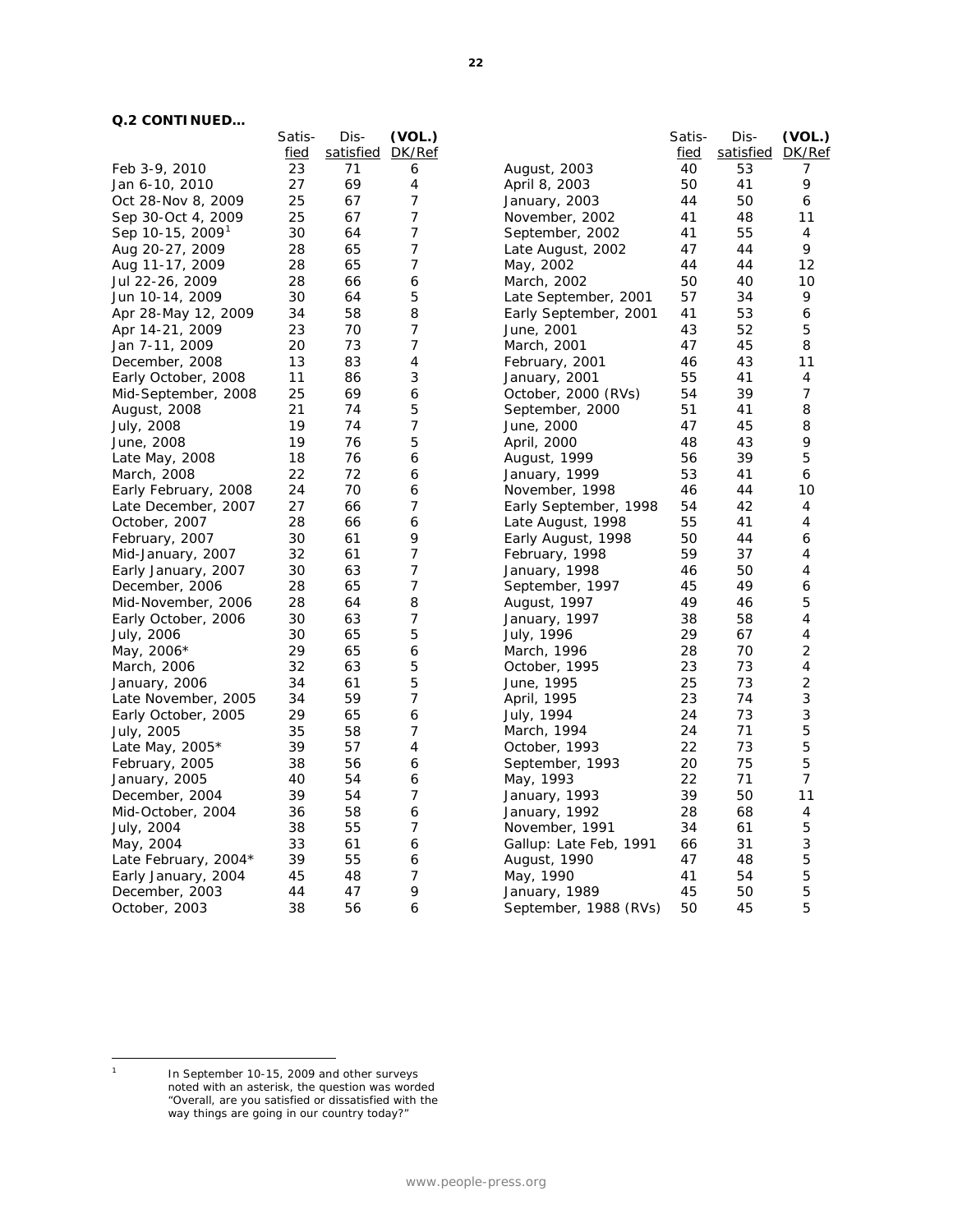**Q.2 CONTINUED…**

| | Satis-fied | Dis-satisfied | (VOL.) DK/Ref |
|---|---|---|---|
| Feb 3-9, 2010 | 23 | 71 | 6 |
| Jan 6-10, 2010 | 27 | 69 | 4 |
| Oct 28-Nov 8, 2009 | 25 | 67 | 7 |
| Sep 30-Oct 4, 2009 | 25 | 67 | 7 |
| Sep 10-15, 2009[1] | 30 | 64 | 7 |
| Aug 20-27, 2009 | 28 | 65 | 7 |
| Aug 11-17, 2009 | 28 | 65 | 7 |
| Jul 22-26, 2009 | 28 | 66 | 6 |
| Jun 10-14, 2009 | 30 | 64 | 5 |
| Apr 28-May 12, 2009 | 34 | 58 | 8 |
| Apr 14-21, 2009 | 23 | 70 | 7 |
| Jan 7-11, 2009 | 20 | 73 | 7 |
| December, 2008 | 13 | 83 | 4 |
| Early October, 2008 | 11 | 86 | 3 |
| Mid-September, 2008 | 25 | 69 | 6 |
| August, 2008 | 21 | 74 | 5 |
| July, 2008 | 19 | 74 | 7 |
| June, 2008 | 19 | 76 | 5 |
| Late May, 2008 | 18 | 76 | 6 |
| March, 2008 | 22 | 72 | 6 |
| Early February, 2008 | 24 | 70 | 6 |
| Late December, 2007 | 27 | 66 | 7 |
| October, 2007 | 28 | 66 | 6 |
| February, 2007 | 30 | 61 | 9 |
| Mid-January, 2007 | 32 | 61 | 7 |
| Early January, 2007 | 30 | 63 | 7 |
| December, 2006 | 28 | 65 | 7 |
| Mid-November, 2006 | 28 | 64 | 8 |
| Early October, 2006 | 30 | 63 | 7 |
| July, 2006 | 30 | 65 | 5 |
| May, 2006* | 29 | 65 | 6 |
| March, 2006 | 32 | 63 | 5 |
| January, 2006 | 34 | 61 | 5 |
| Late November, 2005 | 34 | 59 | 7 |
| Early October, 2005 | 29 | 65 | 6 |
| July, 2005 | 35 | 58 | 7 |
| Late May, 2005* | 39 | 57 | 4 |
| February, 2005 | 38 | 56 | 6 |
| January, 2005 | 40 | 54 | 6 |
| December, 2004 | 39 | 54 | 7 |
| Mid-October, 2004 | 36 | 58 | 6 |
| July, 2004 | 38 | 55 | 7 |
| May, 2004 | 33 | 61 | 6 |
| Late February, 2004* | 39 | 55 | 6 |
| Early January, 2004 | 45 | 48 | 7 |
| December, 2003 | 44 | 47 | 9 |
| October, 2003 | 38 | 56 | 6 |
| August, 2003 | 40 | 53 | 7 |
| April 8, 2003 | 50 | 41 | 9 |
| January, 2003 | 44 | 50 | 6 |
| November, 2002 | 41 | 48 | 11 |
| September, 2002 | 41 | 55 | 4 |
| Late August, 2002 | 47 | 44 | 9 |
| May, 2002 | 44 | 44 | 12 |
| March, 2002 | 50 | 40 | 10 |
| Late September, 2001 | 57 | 34 | 9 |
| Early September, 2001 | 41 | 53 | 6 |
| June, 2001 | 43 | 52 | 5 |
| March, 2001 | 47 | 45 | 8 |
| February, 2001 | 46 | 43 | 11 |
| January, 2001 | 55 | 41 | 4 |
| October, 2000 (RVs) | 54 | 39 | 7 |
| September, 2000 | 51 | 41 | 8 |
| June, 2000 | 47 | 45 | 8 |
| April, 2000 | 48 | 43 | 9 |
| August, 1999 | 56 | 39 | 5 |
| January, 1999 | 53 | 41 | 6 |
| November, 1998 | 46 | 44 | 10 |
| Early September, 1998 | 54 | 42 | 4 |
| Late August, 1998 | 55 | 41 | 4 |
| Early August, 1998 | 50 | 44 | 6 |
| February, 1998 | 59 | 37 | 4 |
| January, 1998 | 46 | 50 | 4 |
| September, 1997 | 45 | 49 | 6 |
| August, 1997 | 49 | 46 | 5 |
| January, 1997 | 38 | 58 | 4 |
| July, 1996 | 29 | 67 | 4 |
| March, 1996 | 28 | 70 | 2 |
| October, 1995 | 23 | 73 | 4 |
| June, 1995 | 25 | 73 | 2 |
| April, 1995 | 23 | 74 | 3 |
| July, 1994 | 24 | 73 | 3 |
| March, 1994 | 24 | 71 | 5 |
| October, 1993 | 22 | 73 | 5 |
| September, 1993 | 20 | 75 | 5 |
| May, 1993 | 22 | 71 | 7 |
| January, 1993 | 39 | 50 | 11 |
| January, 1992 | 28 | 68 | 4 |
| November, 1991 | 34 | 61 | 5 |
| Gallup: Late Feb, 1991 | 66 | 31 | 3 |
| August, 1990 | 47 | 48 | 5 |
| May, 1990 | 41 | 54 | 5 |
| January, 1989 | 45 | 50 | 5 |
| September, 1988 (RVs) | 50 | 45 | 5 |

[1] In September 10-15, 2009 and other surveys noted with an asterisk, the question was worded "Overall, are you satisfied or dissatisfied with the way things are going in our country today?"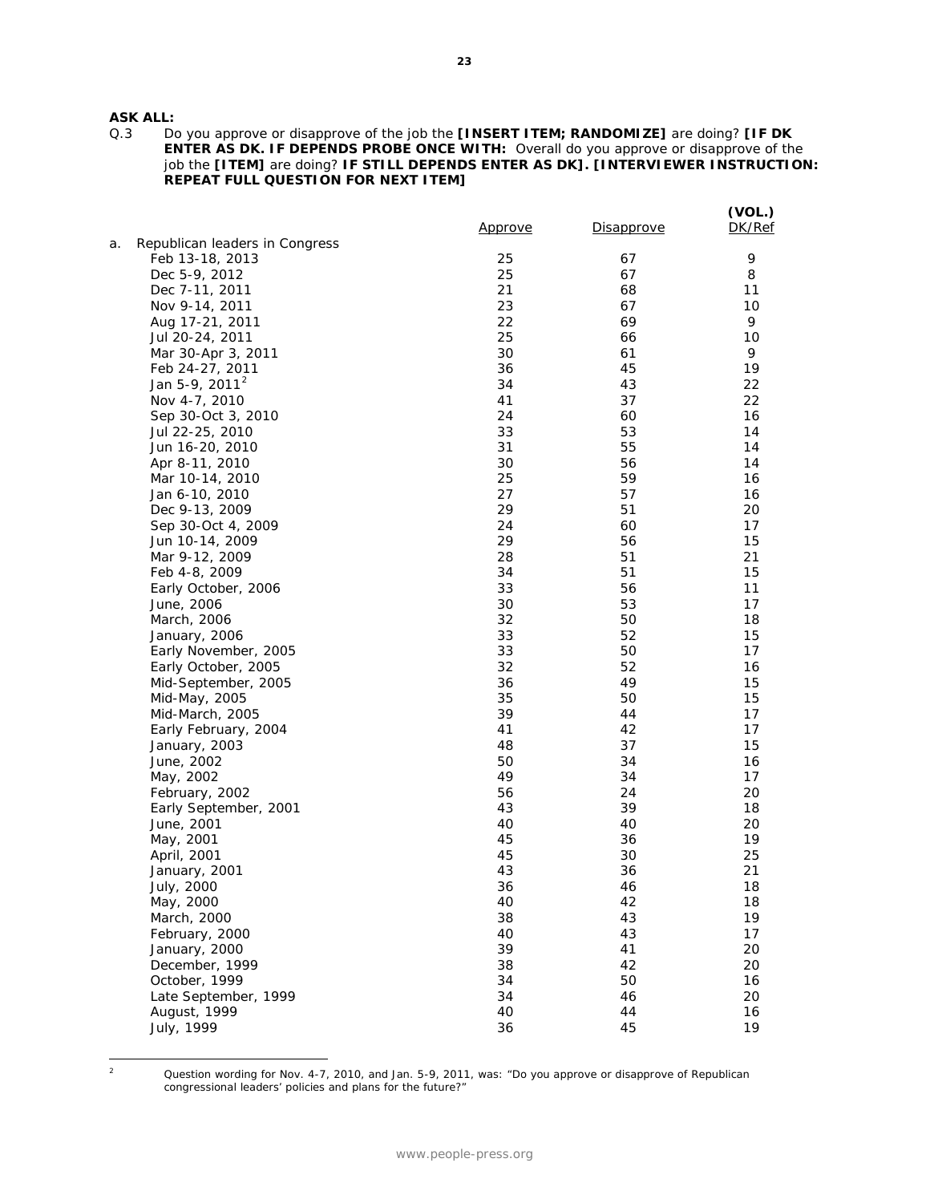**ASK ALL:**

Q.3 Do you approve or disapprove of the job the **[INSERT ITEM; RANDOMIZE]** are doing? **[IF DK ENTER AS DK. IF DEPENDS PROBE ONCE WITH:** Overall do you approve or disapprove of the job the **[ITEM]** are doing? **IF STILL DEPENDS ENTER AS DK]. [INTERVIEWER INSTRUCTION: REPEAT FULL QUESTION FOR NEXT ITEM]**

| | Approve | Disapprove | (VOL.) DK/Ref |
|---|---|---|---|
| a. Republican leaders in Congress | | | |
| Feb 13-18, 2013 | 25 | 67 | 9 |
| Dec 5-9, 2012 | 25 | 67 | 8 |
| Dec 7-11, 2011 | 21 | 68 | 11 |
| Nov 9-14, 2011 | 23 | 67 | 10 |
| Aug 17-21, 2011 | 22 | 69 | 9 |
| Jul 20-24, 2011 | 25 | 66 | 10 |
| Mar 30-Apr 3, 2011 | 30 | 61 | 9 |
| Feb 24-27, 2011 | 36 | 45 | 19 |
| Jan 5-9, 2011[2] | 34 | 43 | 22 |
| Nov 4-7, 2010 | 41 | 37 | 22 |
| Sep 30-Oct 3, 2010 | 24 | 60 | 16 |
| Jul 22-25, 2010 | 33 | 53 | 14 |
| Jun 16-20, 2010 | 31 | 55 | 14 |
| Apr 8-11, 2010 | 30 | 56 | 14 |
| Mar 10-14, 2010 | 25 | 59 | 16 |
| Jan 6-10, 2010 | 27 | 57 | 16 |
| Dec 9-13, 2009 | 29 | 51 | 20 |
| Sep 30-Oct 4, 2009 | 24 | 60 | 17 |
| Jun 10-14, 2009 | 29 | 56 | 15 |
| Mar 9-12, 2009 | 28 | 51 | 21 |
| Feb 4-8, 2009 | 34 | 51 | 15 |
| Early October, 2006 | 33 | 56 | 11 |
| June, 2006 | 30 | 53 | 17 |
| March, 2006 | 32 | 50 | 18 |
| January, 2006 | 33 | 52 | 15 |
| Early November, 2005 | 33 | 50 | 17 |
| Early October, 2005 | 32 | 52 | 16 |
| Mid-September, 2005 | 36 | 49 | 15 |
| Mid-May, 2005 | 35 | 50 | 15 |
| Mid-March, 2005 | 39 | 44 | 17 |
| Early February, 2004 | 41 | 42 | 17 |
| January, 2003 | 48 | 37 | 15 |
| June, 2002 | 50 | 34 | 16 |
| May, 2002 | 49 | 34 | 17 |
| February, 2002 | 56 | 24 | 20 |
| Early September, 2001 | 43 | 39 | 18 |
| June, 2001 | 40 | 40 | 20 |
| May, 2001 | 45 | 36 | 19 |
| April, 2001 | 45 | 30 | 25 |
| January, 2001 | 43 | 36 | 21 |
| July, 2000 | 36 | 46 | 18 |
| May, 2000 | 40 | 42 | 18 |
| March, 2000 | 38 | 43 | 19 |
| February, 2000 | 40 | 43 | 17 |
| January, 2000 | 39 | 41 | 20 |
| December, 1999 | 38 | 42 | 20 |
| October, 1999 | 34 | 50 | 16 |
| Late September, 1999 | 34 | 46 | 20 |
| August, 1999 | 40 | 44 | 16 |
| July, 1999 | 36 | 45 | 19 |

[2] Question wording for Nov. 4-7, 2010, and Jan. 5-9, 2011, was: "Do you approve or disapprove of Republican congressional leaders' policies and plans for the future?"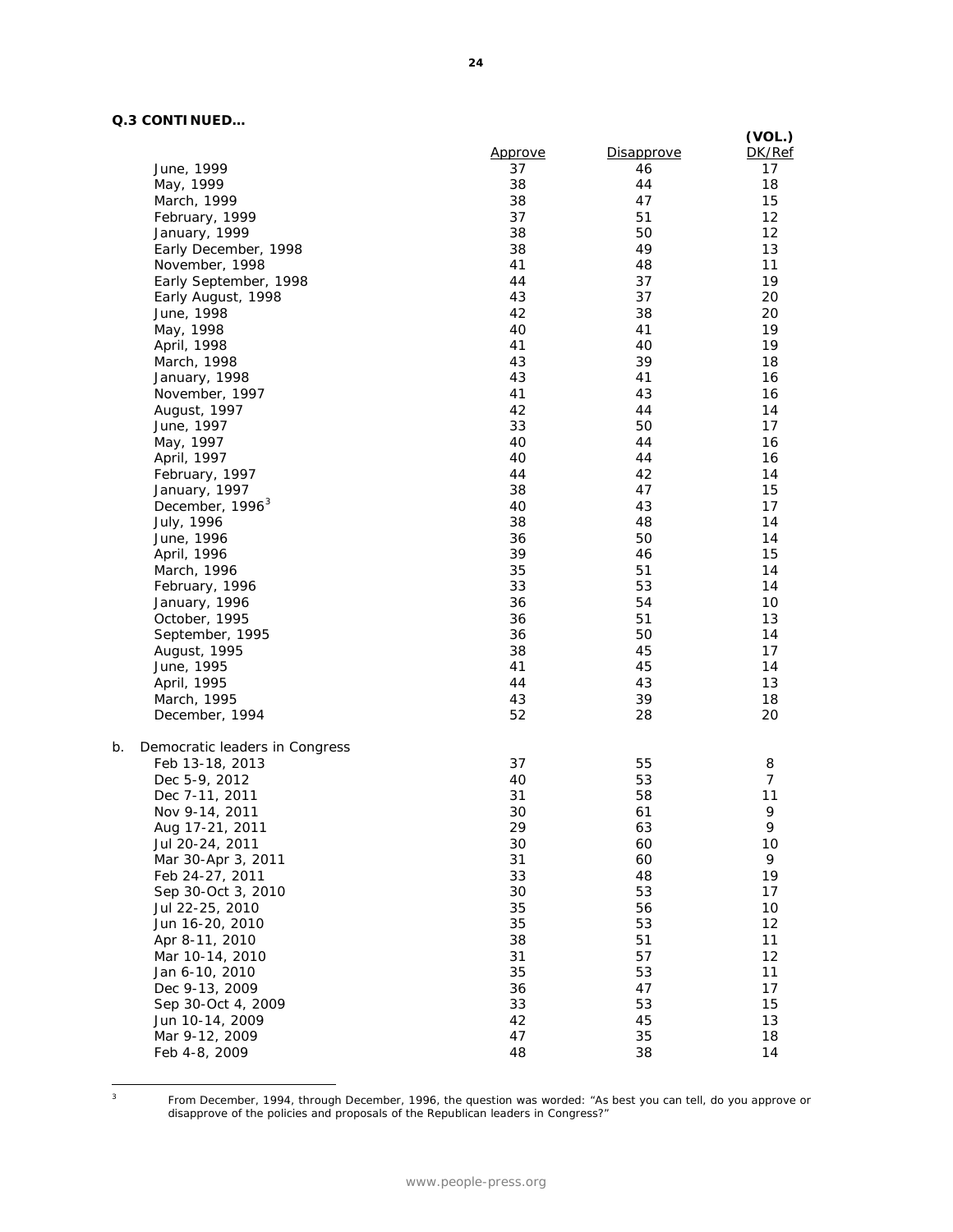**Q.3 CONTINUED…**

| | Approve | Disapprove | (VOL.) DK/Ref |
|---|---|---|---|
| June, 1999 | 37 | 46 | 17 |
| May, 1999 | 38 | 44 | 18 |
| March, 1999 | 38 | 47 | 15 |
| February, 1999 | 37 | 51 | 12 |
| January, 1999 | 38 | 50 | 12 |
| Early December, 1998 | 38 | 49 | 13 |
| November, 1998 | 41 | 48 | 11 |
| Early September, 1998 | 44 | 37 | 19 |
| Early August, 1998 | 43 | 37 | 20 |
| June, 1998 | 42 | 38 | 20 |
| May, 1998 | 40 | 41 | 19 |
| April, 1998 | 41 | 40 | 19 |
| March, 1998 | 43 | 39 | 18 |
| January, 1998 | 43 | 41 | 16 |
| November, 1997 | 41 | 43 | 16 |
| August, 1997 | 42 | 44 | 14 |
| June, 1997 | 33 | 50 | 17 |
| May, 1997 | 40 | 44 | 16 |
| April, 1997 | 40 | 44 | 16 |
| February, 1997 | 44 | 42 | 14 |
| January, 1997 | 38 | 47 | 15 |
| December, 1996[3] | 40 | 43 | 17 |
| July, 1996 | 38 | 48 | 14 |
| June, 1996 | 36 | 50 | 14 |
| April, 1996 | 39 | 46 | 15 |
| March, 1996 | 35 | 51 | 14 |
| February, 1996 | 33 | 53 | 14 |
| January, 1996 | 36 | 54 | 10 |
| October, 1995 | 36 | 51 | 13 |
| September, 1995 | 36 | 50 | 14 |
| August, 1995 | 38 | 45 | 17 |
| June, 1995 | 41 | 45 | 14 |
| April, 1995 | 44 | 43 | 13 |
| March, 1995 | 43 | 39 | 18 |
| December, 1994 | 52 | 28 | 20 |
| **b. Democratic leaders in Congress** | | | |
| Feb 13-18, 2013 | 37 | 55 | 8 |
| Dec 5-9, 2012 | 40 | 53 | 7 |
| Dec 7-11, 2011 | 31 | 58 | 11 |
| Nov 9-14, 2011 | 30 | 61 | 9 |
| Aug 17-21, 2011 | 29 | 63 | 9 |
| Jul 20-24, 2011 | 30 | 60 | 10 |
| Mar 30-Apr 3, 2011 | 31 | 60 | 9 |
| Feb 24-27, 2011 | 33 | 48 | 19 |
| Sep 30-Oct 3, 2010 | 30 | 53 | 17 |
| Jul 22-25, 2010 | 35 | 56 | 10 |
| Jun 16-20, 2010 | 35 | 53 | 12 |
| Apr 8-11, 2010 | 38 | 51 | 11 |
| Mar 10-14, 2010 | 31 | 57 | 12 |
| Jan 6-10, 2010 | 35 | 53 | 11 |
| Dec 9-13, 2009 | 36 | 47 | 17 |
| Sep 30-Oct 4, 2009 | 33 | 53 | 15 |
| Jun 10-14, 2009 | 42 | 45 | 13 |
| Mar 9-12, 2009 | 47 | 35 | 18 |
| Feb 4-8, 2009 | 48 | 38 | 14 |

[3] From December, 1994, through December, 1996, the question was worded: "As best you can tell, do you approve or disapprove of the policies and proposals of the Republican leaders in Congress?"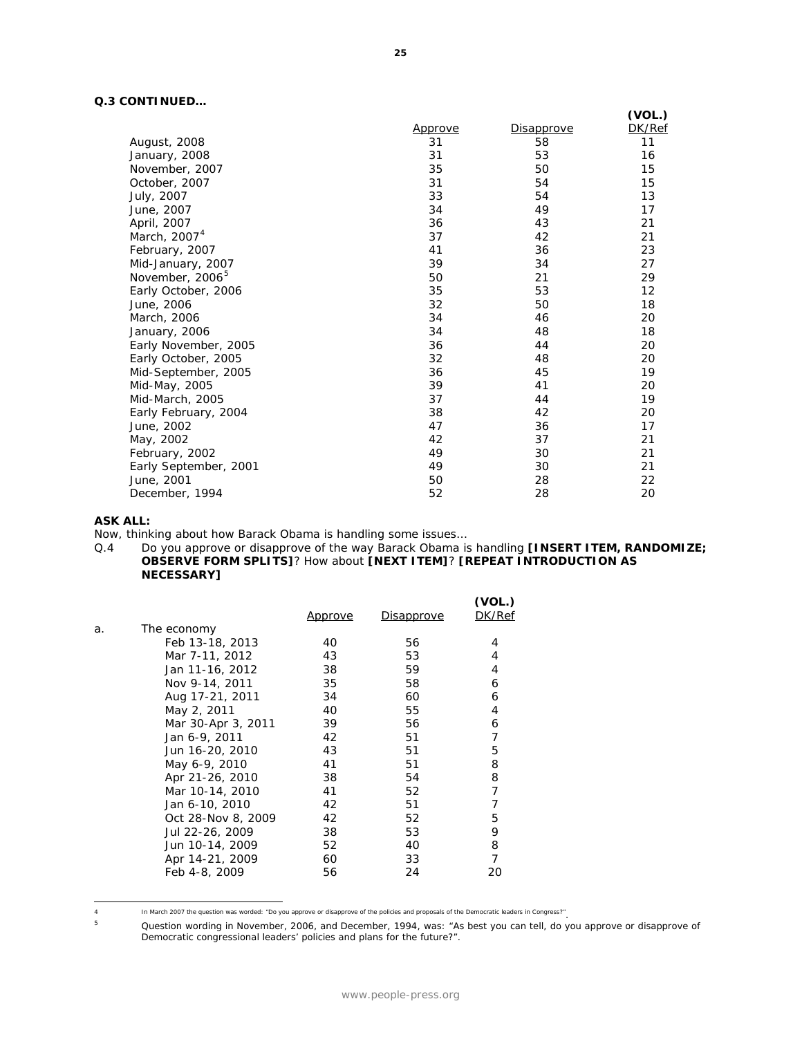**Q.3 CONTINUED…**

| | Approve | Disapprove | (VOL.) DK/Ref |
|---|---|---|---|
| August, 2008 | 31 | 58 | 11 |
| January, 2008 | 31 | 53 | 16 |
| November, 2007 | 35 | 50 | 15 |
| October, 2007 | 31 | 54 | 15 |
| July, 2007 | 33 | 54 | 13 |
| June, 2007 | 34 | 49 | 17 |
| April, 2007 | 36 | 43 | 21 |
| March, 2007[4] | 37 | 42 | 21 |
| February, 2007 | 41 | 36 | 23 |
| Mid-January, 2007 | 39 | 34 | 27 |
| November, 2006[5] | 50 | 21 | 29 |
| Early October, 2006 | 35 | 53 | 12 |
| June, 2006 | 32 | 50 | 18 |
| March, 2006 | 34 | 46 | 20 |
| January, 2006 | 34 | 48 | 18 |
| Early November, 2005 | 36 | 44 | 20 |
| Early October, 2005 | 32 | 48 | 20 |
| Mid-September, 2005 | 36 | 45 | 19 |
| Mid-May, 2005 | 39 | 41 | 20 |
| Mid-March, 2005 | 37 | 44 | 19 |
| Early February, 2004 | 38 | 42 | 20 |
| June, 2002 | 47 | 36 | 17 |
| May, 2002 | 42 | 37 | 21 |
| February, 2002 | 49 | 30 | 21 |
| Early September, 2001 | 49 | 30 | 21 |
| June, 2001 | 50 | 28 | 22 |
| December, 1994 | 52 | 28 | 20 |

**ASK ALL:**

Now, thinking about how Barack Obama is handling some issues…

Q.4 Do you approve or disapprove of the way Barack Obama is handling **[INSERT ITEM, RANDOMIZE; OBSERVE FORM SPLITS]**? How about **[NEXT ITEM]**? **[REPEAT INTRODUCTION AS NECESSARY]**

| | | Approve | Disapprove | (VOL.) DK/Ref |
|---|---|---|---|---|
| a. | The economy | | | |
| | Feb 13-18, 2013 | 40 | 56 | 4 |
| | Mar 7-11, 2012 | 43 | 53 | 4 |
| | Jan 11-16, 2012 | 38 | 59 | 4 |
| | Nov 9-14, 2011 | 35 | 58 | 6 |
| | Aug 17-21, 2011 | 34 | 60 | 6 |
| | May 2, 2011 | 40 | 55 | 4 |
| | Mar 30-Apr 3, 2011 | 39 | 56 | 6 |
| | Jan 6-9, 2011 | 42 | 51 | 7 |
| | Jun 16-20, 2010 | 43 | 51 | 5 |
| | May 6-9, 2010 | 41 | 51 | 8 |
| | Apr 21-26, 2010 | 38 | 54 | 8 |
| | Mar 10-14, 2010 | 41 | 52 | 7 |
| | Jan 6-10, 2010 | 42 | 51 | 7 |
| | Oct 28-Nov 8, 2009 | 42 | 52 | 5 |
| | Jul 22-26, 2009 | 38 | 53 | 9 |
| | Jun 10-14, 2009 | 52 | 40 | 8 |
| | Apr 14-21, 2009 | 60 | 33 | 7 |
| | Feb 4-8, 2009 | 56 | 24 | 20 |

[4] In March 2007 the question was worded: "Do you approve or disapprove of the policies and proposals of the Democratic leaders in Congress?".

[5] Question wording in November, 2006, and December, 1994, was: "As best you can tell, do you approve or disapprove of Democratic congressional leaders' policies and plans for the future?".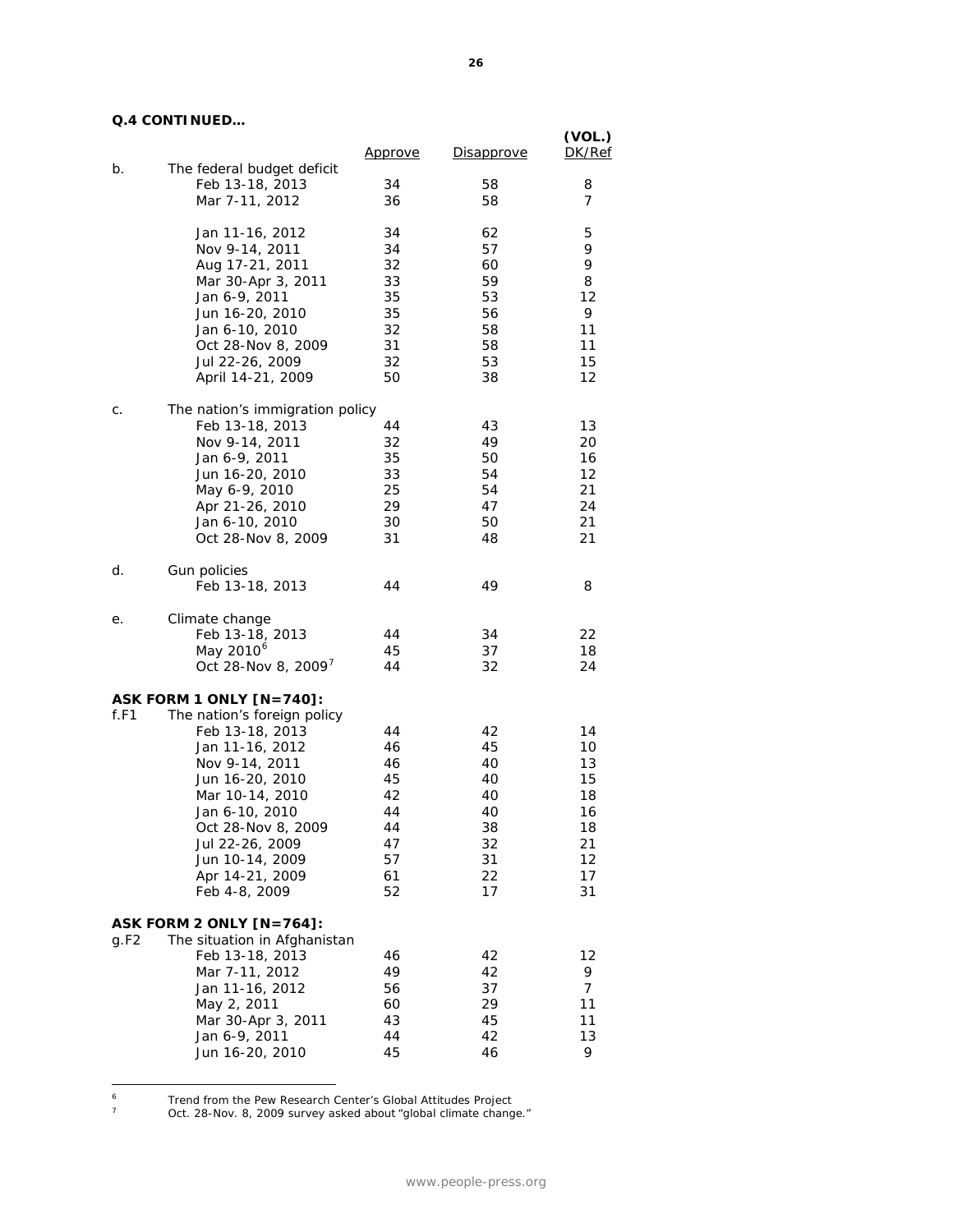**Q.4 CONTINUED…**

| | | Approve | Disapprove | (VOL.) DK/Ref |
|---|---|---|---|---|
| b. | The federal budget deficit | | | |
| | Feb 13-18, 2013 | 34 | 58 | 8 |
| | Mar 7-11, 2012 | 36 | 58 | 7 |
| | Jan 11-16, 2012 | 34 | 62 | 5 |
| | Nov 9-14, 2011 | 34 | 57 | 9 |
| | Aug 17-21, 2011 | 32 | 60 | 9 |
| | Mar 30-Apr 3, 2011 | 33 | 59 | 8 |
| | Jan 6-9, 2011 | 35 | 53 | 12 |
| | Jun 16-20, 2010 | 35 | 56 | 9 |
| | Jan 6-10, 2010 | 32 | 58 | 11 |
| | Oct 28-Nov 8, 2009 | 31 | 58 | 11 |
| | Jul 22-26, 2009 | 32 | 53 | 15 |
| | April 14-21, 2009 | 50 | 38 | 12 |
| c. | The nation's immigration policy | | | |
| | Feb 13-18, 2013 | 44 | 43 | 13 |
| | Nov 9-14, 2011 | 32 | 49 | 20 |
| | Jan 6-9, 2011 | 35 | 50 | 16 |
| | Jun 16-20, 2010 | 33 | 54 | 12 |
| | May 6-9, 2010 | 25 | 54 | 21 |
| | Apr 21-26, 2010 | 29 | 47 | 24 |
| | Jan 6-10, 2010 | 30 | 50 | 21 |
| | Oct 28-Nov 8, 2009 | 31 | 48 | 21 |
| d. | Gun policies | | | |
| | Feb 13-18, 2013 | 44 | 49 | 8 |
| e. | Climate change | | | |
| | Feb 13-18, 2013 | 44 | 34 | 22 |
| | May 2010[6] | 45 | 37 | 18 |
| | Oct 28-Nov 8, 2009[7] | 44 | 32 | 24 |
| | **ASK FORM 1 ONLY [N=740]:** | | | |
| f.F1 | The nation's foreign policy | | | |
| | Feb 13-18, 2013 | 44 | 42 | 14 |
| | Jan 11-16, 2012 | 46 | 45 | 10 |
| | Nov 9-14, 2011 | 46 | 40 | 13 |
| | Jun 16-20, 2010 | 45 | 40 | 15 |
| | Mar 10-14, 2010 | 42 | 40 | 18 |
| | Jan 6-10, 2010 | 44 | 40 | 16 |
| | Oct 28-Nov 8, 2009 | 44 | 38 | 18 |
| | Jul 22-26, 2009 | 47 | 32 | 21 |
| | Jun 10-14, 2009 | 57 | 31 | 12 |
| | Apr 14-21, 2009 | 61 | 22 | 17 |
| | Feb 4-8, 2009 | 52 | 17 | 31 |
| | **ASK FORM 2 ONLY [N=764]:** | | | |
| g.F2 | The situation in Afghanistan | | | |
| | Feb 13-18, 2013 | 46 | 42 | 12 |
| | Mar 7-11, 2012 | 49 | 42 | 9 |
| | Jan 11-16, 2012 | 56 | 37 | 7 |
| | May 2, 2011 | 60 | 29 | 11 |
| | Mar 30-Apr 3, 2011 | 43 | 45 | 11 |
| | Jan 6-9, 2011 | 44 | 42 | 13 |
| | Jun 16-20, 2010 | 45 | 46 | 9 |

[6] Trend from the Pew Research Center's Global Attitudes Project

[7] Oct. 28-Nov. 8, 2009 survey asked about "global climate change."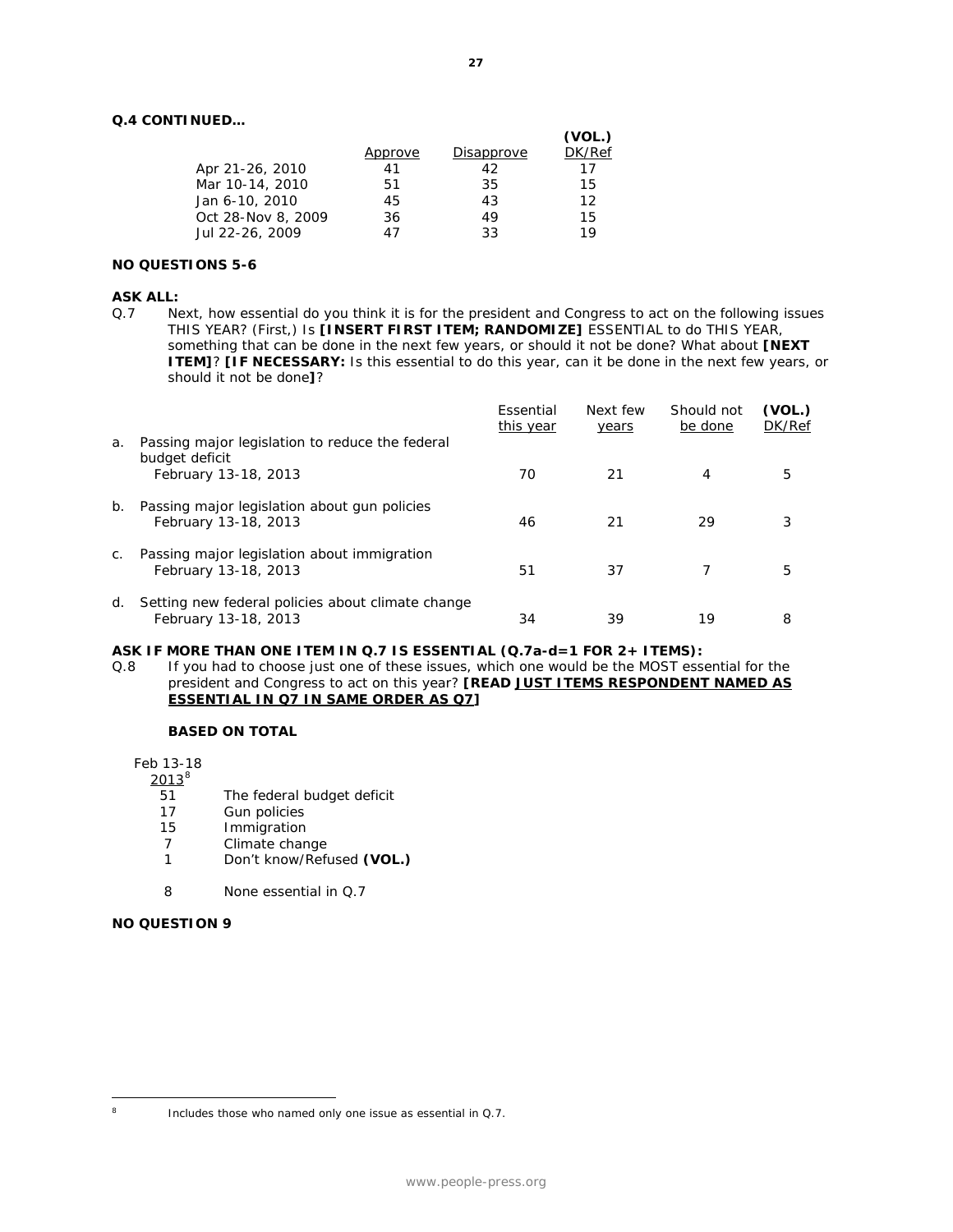**Q.4 CONTINUED…**

| | Approve | Disapprove | (VOL.) DK/Ref |
|---|---|---|---|
| Apr 21-26, 2010 | 41 | 42 | 17 |
| Mar 10-14, 2010 | 51 | 35 | 15 |
| Jan 6-10, 2010 | 45 | 43 | 12 |
| Oct 28-Nov 8, 2009 | 36 | 49 | 15 |
| Jul 22-26, 2009 | 47 | 33 | 19 |

**NO QUESTIONS 5-6**

**ASK ALL:**

Q.7 Next, how essential do you think it is for the president and Congress to act on the following issues THIS YEAR? (First,) Is **[INSERT FIRST ITEM; RANDOMIZE]** ESSENTIAL to do THIS YEAR, something that can be done in the next few years, or should it not be done? What about **[NEXT ITEM]**? **[IF NECESSARY:** Is this essential to do this year, can it be done in the next few years, or should it not be done**]**?

| | Essential this year | Next few years | Should not be done | (VOL.) DK/Ref |
|---|---|---|---|---|
| a. Passing major legislation to reduce the federal budget deficit | | | | |
| February 13-18, 2013 | 70 | 21 | 4 | 5 |
| b. Passing major legislation about gun policies | | | | |
| February 13-18, 2013 | 46 | 21 | 29 | 3 |
| c. Passing major legislation about immigration | | | | |
| February 13-18, 2013 | 51 | 37 | 7 | 5 |
| d. Setting new federal policies about climate change | | | | |
| February 13-18, 2013 | 34 | 39 | 19 | 8 |

**ASK IF MORE THAN ONE ITEM IN Q.7 IS ESSENTIAL (Q.7a-d=1 FOR 2+ ITEMS):**

Q.8 If you had to choose just one of these issues, which one would be the MOST essential for the president and Congress to act on this year? **[READ JUST ITEMS RESPONDENT NAMED AS ESSENTIAL IN Q7 IN SAME ORDER AS Q7]**

**BASED ON TOTAL**

| Feb 13-18 2013[8] | |
|---|---|
| 51 | The federal budget deficit |
| 17 | Gun policies |
| 15 | Immigration |
| 7 | Climate change |
| 1 | Don't know/Refused **(VOL.)** |
| | |
| 8 | None essential in Q.7 |

**NO QUESTION 9**

[8] Includes those who named only one issue as essential in Q.7.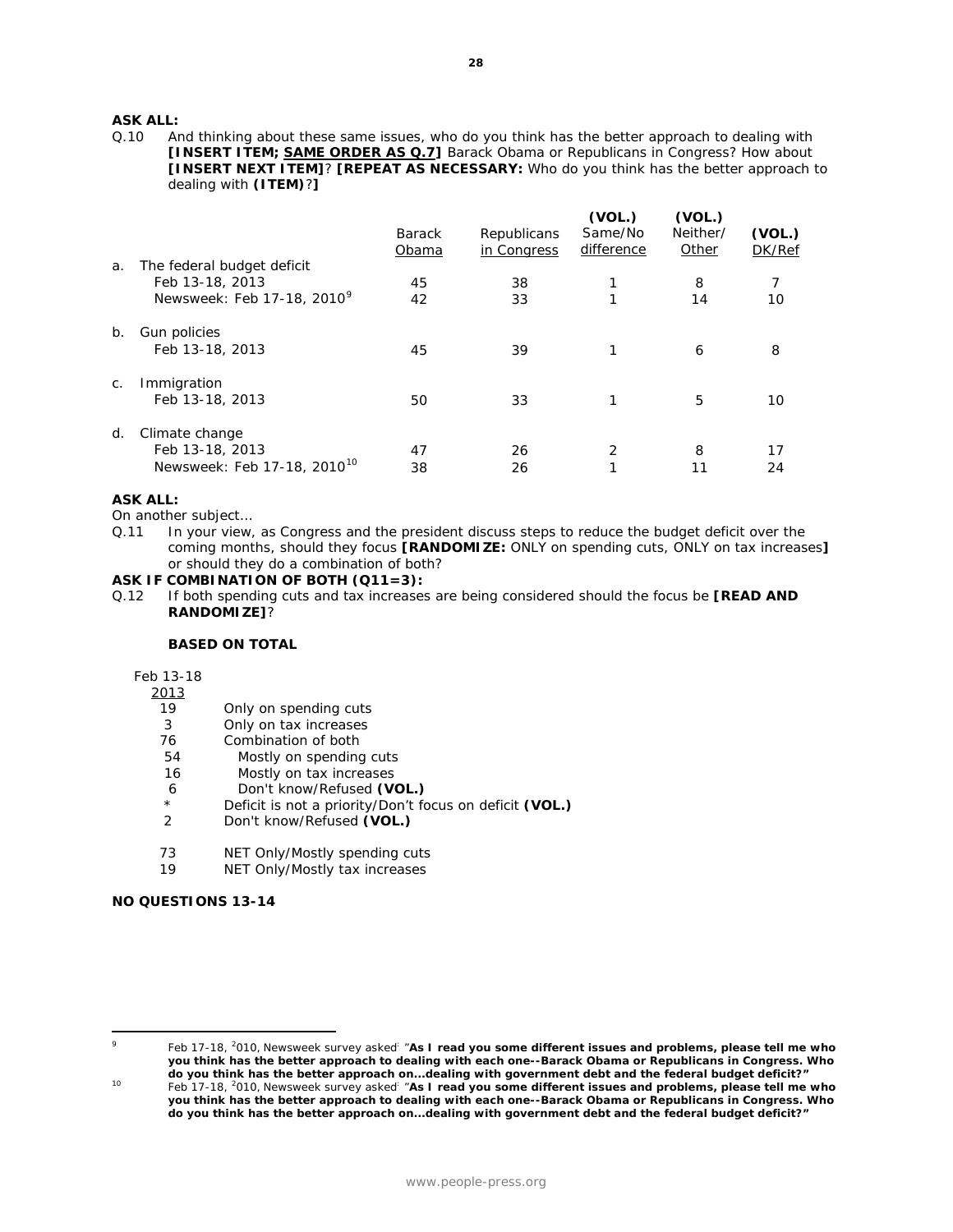**ASK ALL:**

Q.10 And thinking about these same issues, who do you think has the better approach to dealing with **[INSERT ITEM; SAME ORDER AS Q.7]** Barack Obama or Republicans in Congress? How about **[INSERT NEXT ITEM]**? **[REPEAT AS NECESSARY:** Who do you think has the better approach to dealing with **(ITEM)**?**]**

| | Barack Obama | Republicans in Congress | (VOL.) Same/No difference | (VOL.) Neither/ Other | (VOL.) DK/Ref |
|---|---|---|---|---|---|
| a. The federal budget deficit | | | | | |
| Feb 13-18, 2013 | 45 | 38 | 1 | 8 | 7 |
| Newsweek: Feb 17-18, 2010[9] | 42 | 33 | 1 | 14 | 10 |
| b. Gun policies | | | | | |
| Feb 13-18, 2013 | 45 | 39 | 1 | 6 | 8 |
| c. Immigration | | | | | |
| Feb 13-18, 2013 | 50 | 33 | 1 | 5 | 10 |
| d. Climate change | | | | | |
| Feb 13-18, 2013 | 47 | 26 | 2 | 8 | 17 |
| Newsweek: Feb 17-18, 2010[10] | 38 | 26 | 1 | 11 | 24 |

**ASK ALL:**

On another subject…

Q.11 In your view, as Congress and the president discuss steps to reduce the budget deficit over the coming months, should they focus **[RANDOMIZE:** ONLY on spending cuts, ONLY on tax increases**]** or should they do a combination of both?

**ASK IF COMBINATION OF BOTH (Q11=3):**

Q.12 If both spending cuts and tax increases are being considered should the focus be **[READ AND RANDOMIZE]**?

**BASED ON TOTAL**

| Feb 13-18 2013 | |
|---|---|
| 19 | Only on spending cuts |
| 3 | Only on tax increases |
| 76 | Combination of both |
| 54 | Mostly on spending cuts |
| 16 | Mostly on tax increases |
| 6 | Don't know/Refused **(VOL.)** |
| * | Deficit is not a priority/Don't focus on deficit **(VOL.)** |
| 2 | Don't know/Refused **(VOL.)** |
| | |
| 73 | NET Only/Mostly spending cuts |
| 19 | NET Only/Mostly tax increases |

**NO QUESTIONS 13-14**

---

[9] Feb 17-18, 2010, Newsweek survey asked: **"As I read you some different issues and problems, please tell me who you think has the better approach to dealing with each one--Barack Obama or Republicans in Congress. Who do you think has the better approach on…dealing with government debt and the federal budget deficit?"**

[10] Feb 17-18, 2010, Newsweek survey asked: **"As I read you some different issues and problems, please tell me who you think has the better approach to dealing with each one--Barack Obama or Republicans in Congress. Who do you think has the better approach on…dealing with government debt and the federal budget deficit?"**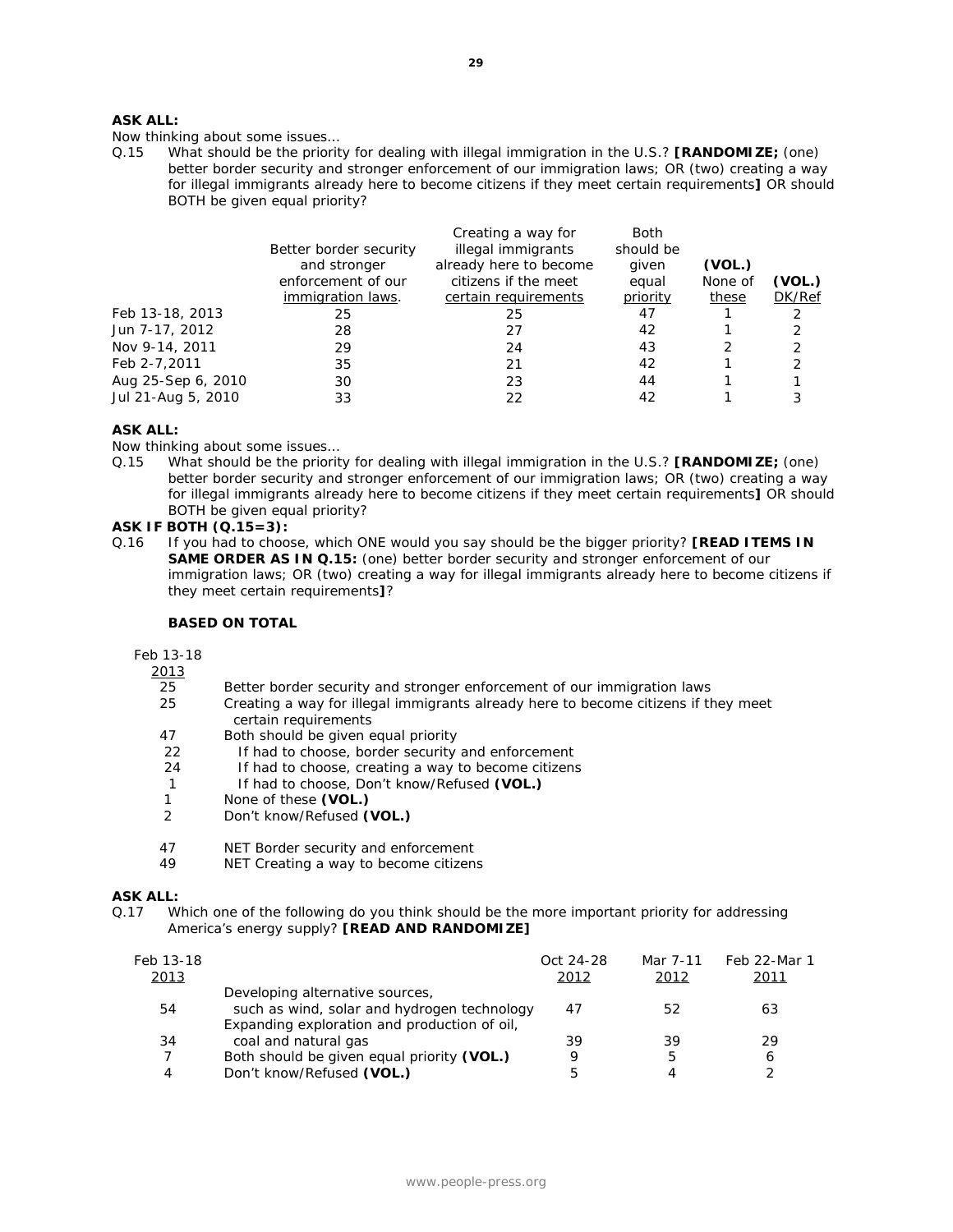**ASK ALL:**

Now thinking about some issues…

Q.15 What should be the priority for dealing with illegal immigration in the U.S.? **[RANDOMIZE;** (one) better border security and stronger enforcement of our immigration laws; OR (two) creating a way for illegal immigrants already here to become citizens if they meet certain requirements**]** OR should BOTH be given equal priority?

| | Better border security and stronger enforcement of our immigration laws. | Creating a way for illegal immigrants already here to become citizens if the meet certain requirements | Both should be given equal priority | (VOL.) None of these | (VOL.) DK/Ref |
|---|---|---|---|---|---|
| Feb 13-18, 2013 | 25 | 25 | 47 | 1 | 2 |
| Jun 7-17, 2012 | 28 | 27 | 42 | 1 | 2 |
| Nov 9-14, 2011 | 29 | 24 | 43 | 2 | 2 |
| Feb 2-7,2011 | 35 | 21 | 42 | 1 | 2 |
| Aug 25-Sep 6, 2010 | 30 | 23 | 44 | 1 | 1 |
| Jul 21-Aug 5, 2010 | 33 | 22 | 42 | 1 | 3 |

**ASK ALL:**

Now thinking about some issues…

Q.15 What should be the priority for dealing with illegal immigration in the U.S.? **[RANDOMIZE;** (one) better border security and stronger enforcement of our immigration laws; OR (two) creating a way for illegal immigrants already here to become citizens if they meet certain requirements**]** OR should BOTH be given equal priority?

**ASK IF BOTH (Q.15=3):**

Q.16 If you had to choose, which ONE would you say should be the bigger priority? **[READ ITEMS IN SAME ORDER AS IN Q.15:** (one) better border security and stronger enforcement of our immigration laws; OR (two) creating a way for illegal immigrants already here to become citizens if they meet certain requirements**]**?

**BASED ON TOTAL**

| Feb 13-18 2013 | |
|---|---|
| 25 | Better border security and stronger enforcement of our immigration laws |
| 25 | Creating a way for illegal immigrants already here to become citizens if they meet certain requirements |
| 47 | Both should be given equal priority |
| 22 | If had to choose, border security and enforcement |
| 24 | If had to choose, creating a way to become citizens |
| 1 | If had to choose, Don't know/Refused **(VOL.)** |
| 1 | None of these **(VOL.)** |
| 2 | Don't know/Refused **(VOL.)** |
| | |
| 47 | NET Border security and enforcement |
| 49 | NET Creating a way to become citizens |

**ASK ALL:**

Q.17 Which one of the following do you think should be the more important priority for addressing America's energy supply? **[READ AND RANDOMIZE]**

| Feb 13-18 2013 | | Oct 24-28 2012 | Mar 7-11 2012 | Feb 22-Mar 1 2011 |
|---|---|---|---|---|
| 54 | Developing alternative sources, such as wind, solar and hydrogen technology | 47 | 52 | 63 |
| 34 | Expanding exploration and production of oil, coal and natural gas | 39 | 39 | 29 |
| 7 | Both should be given equal priority **(VOL.)** | 9 | 5 | 6 |
| 4 | Don't know/Refused **(VOL.)** | 5 | 4 | 2 |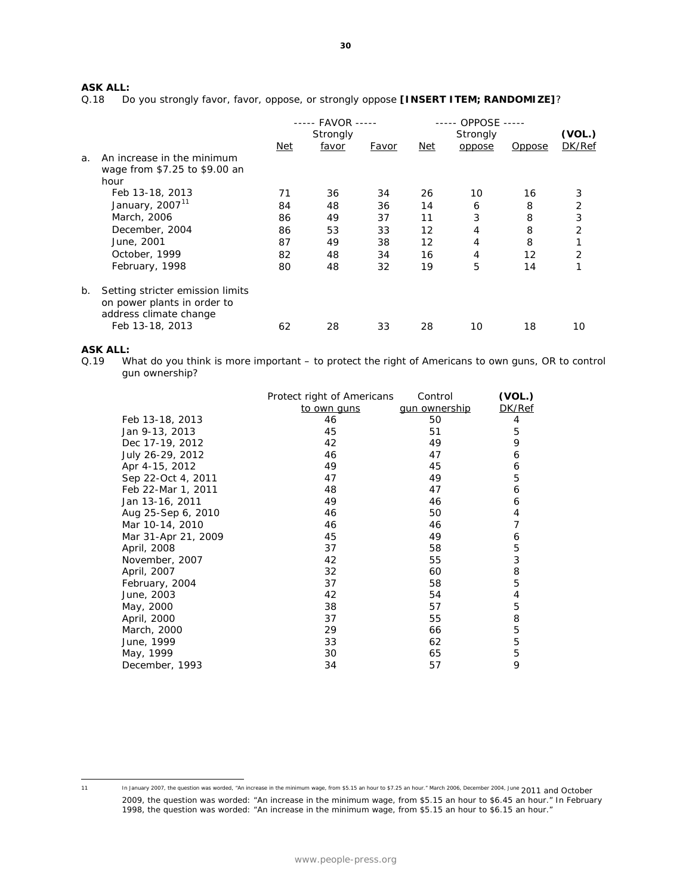**ASK ALL:**

Q.18 Do you strongly favor, favor, oppose, or strongly oppose **[INSERT ITEM; RANDOMIZE]**?

| | ----- FAVOR ----- | | | ----- OPPOSE ----- | | | |
|---|---|---|---|---|---|---|---|
| | Net | Strongly favor | Favor | Net | Strongly oppose | Oppose | (VOL.) DK/Ref |
| a. An increase in the minimum wage from $7.25 to $9.00 an hour | | | | | | | |
| Feb 13-18, 2013 | 71 | 36 | 34 | 26 | 10 | 16 | 3 |
| January, 2007[11] | 84 | 48 | 36 | 14 | 6 | 8 | 2 |
| March, 2006 | 86 | 49 | 37 | 11 | 3 | 8 | 3 |
| December, 2004 | 86 | 53 | 33 | 12 | 4 | 8 | 2 |
| June, 2001 | 87 | 49 | 38 | 12 | 4 | 8 | 1 |
| October, 1999 | 82 | 48 | 34 | 16 | 4 | 12 | 2 |
| February, 1998 | 80 | 48 | 32 | 19 | 5 | 14 | 1 |
| b. Setting stricter emission limits on power plants in order to address climate change | | | | | | | |
| Feb 13-18, 2013 | 62 | 28 | 33 | 28 | 10 | 18 | 10 |

**ASK ALL:**

Q.19 What do you think is more important – to protect the right of Americans to own guns, OR to control gun ownership?

| | Protect right of Americans to own guns | Control gun ownership | (VOL.) DK/Ref |
|---|---|---|---|
| Feb 13-18, 2013 | 46 | 50 | 4 |
| Jan 9-13, 2013 | 45 | 51 | 5 |
| Dec 17-19, 2012 | 42 | 49 | 9 |
| July 26-29, 2012 | 46 | 47 | 6 |
| Apr 4-15, 2012 | 49 | 45 | 6 |
| Sep 22-Oct 4, 2011 | 47 | 49 | 5 |
| Feb 22-Mar 1, 2011 | 48 | 47 | 6 |
| Jan 13-16, 2011 | 49 | 46 | 6 |
| Aug 25-Sep 6, 2010 | 46 | 50 | 4 |
| Mar 10-14, 2010 | 46 | 46 | 7 |
| Mar 31-Apr 21, 2009 | 45 | 49 | 6 |
| April, 2008 | 37 | 58 | 5 |
| November, 2007 | 42 | 55 | 3 |
| April, 2007 | 32 | 60 | 8 |
| February, 2004 | 37 | 58 | 5 |
| June, 2003 | 42 | 54 | 4 |
| May, 2000 | 38 | 57 | 5 |
| April, 2000 | 37 | 55 | 8 |
| March, 2000 | 29 | 66 | 5 |
| June, 1999 | 33 | 62 | 5 |
| May, 1999 | 30 | 65 | 5 |
| December, 1993 | 34 | 57 | 9 |

11 In January 2007, the question was worded, "An increase in the minimum wage, from $5.15 an hour to $7.25 an hour." March 2006, December 2004, June 2011 and October 2009, the question was worded: "An increase in the minimum wage, from $5.15 an hour to $6.45 an hour." In February 1998, the question was worded: "An increase in the minimum wage, from $5.15 an hour to $6.15 an hour."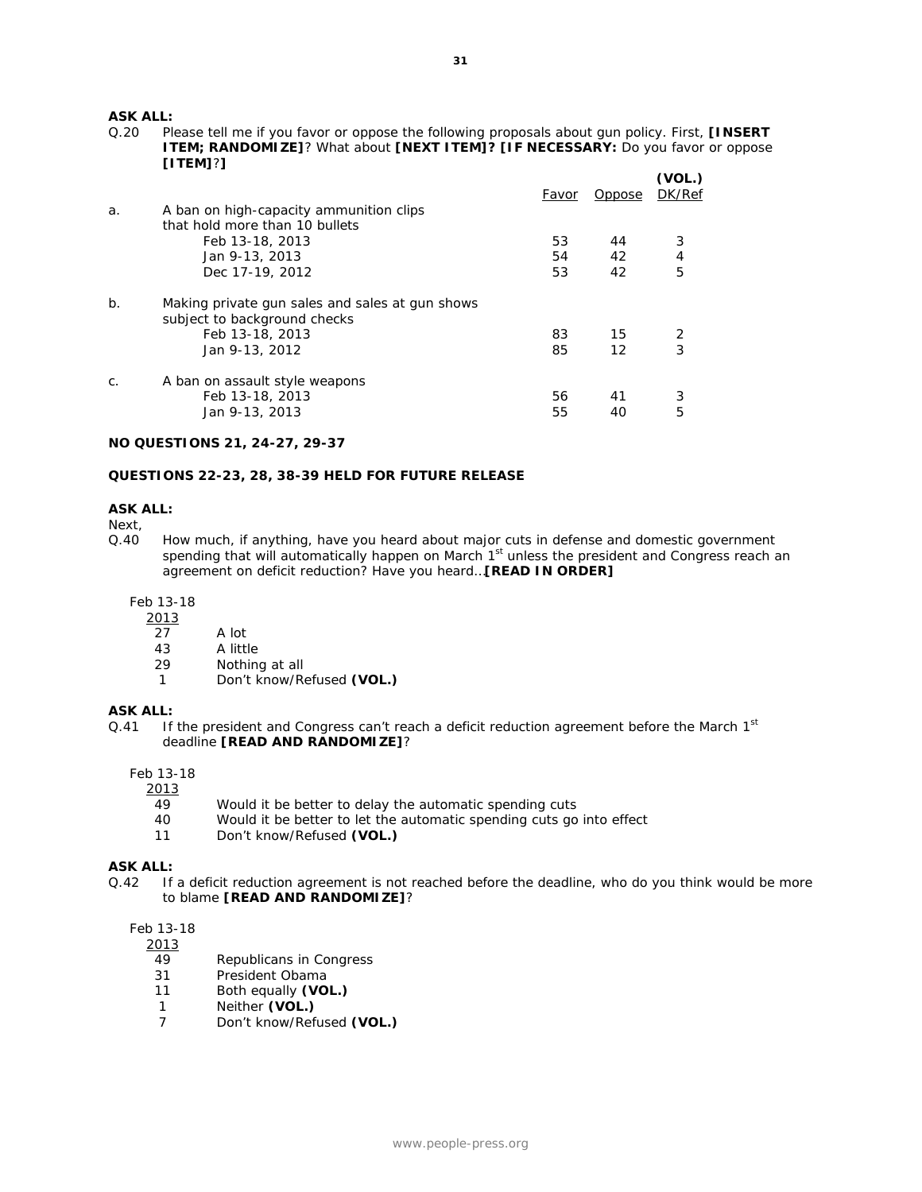**ASK ALL:**

Q.20 Please tell me if you favor or oppose the following proposals about gun policy. First, **[INSERT ITEM; RANDOMIZE]**? What about **[NEXT ITEM]? [IF NECESSARY:** Do you favor or oppose **[ITEM]**?**]**

| | | Favor | Oppose | (VOL.) DK/Ref |
|---|---|---|---|---|
| a. | A ban on high-capacity ammunition clips that hold more than 10 bullets | | | |
| | Feb 13-18, 2013 | 53 | 44 | 3 |
| | Jan 9-13, 2013 | 54 | 42 | 4 |
| | Dec 17-19, 2012 | 53 | 42 | 5 |
| b. | Making private gun sales and sales at gun shows subject to background checks | | | |
| | Feb 13-18, 2013 | 83 | 15 | 2 |
| | Jan 9-13, 2012 | 85 | 12 | 3 |
| c. | A ban on assault style weapons | | | |
| | Feb 13-18, 2013 | 56 | 41 | 3 |
| | Jan 9-13, 2013 | 55 | 40 | 5 |

**NO QUESTIONS 21, 24-27, 29-37**

**QUESTIONS 22-23, 28, 38-39 HELD FOR FUTURE RELEASE**

**ASK ALL:**

Next,

Q.40 How much, if anything, have you heard about major cuts in defense and domestic government spending that will automatically happen on March 1st unless the president and Congress reach an agreement on deficit reduction? Have you heard... **[READ IN ORDER]**

| Feb 13-18 2013 | |
|---|---|
| 27 | A lot |
| 43 | A little |
| 29 | Nothing at all |
| 1 | Don't know/Refused **(VOL.)** |

**ASK ALL:**

Q.41 If the president and Congress can't reach a deficit reduction agreement before the March 1st deadline **[READ AND RANDOMIZE]**?

| Feb 13-18 2013 | |
|---|---|
| 49 | Would it be better to delay the automatic spending cuts |
| 40 | Would it be better to let the automatic spending cuts go into effect |
| 11 | Don't know/Refused **(VOL.)** |

**ASK ALL:**

Q.42 If a deficit reduction agreement is not reached before the deadline, who do you think would be more to blame **[READ AND RANDOMIZE]**?

| Feb 13-18 2013 | |
|---|---|
| 49 | Republicans in Congress |
| 31 | President Obama |
| 11 | Both equally **(VOL.)** |
| 1 | Neither **(VOL.)** |
| 7 | Don't know/Refused **(VOL.)** |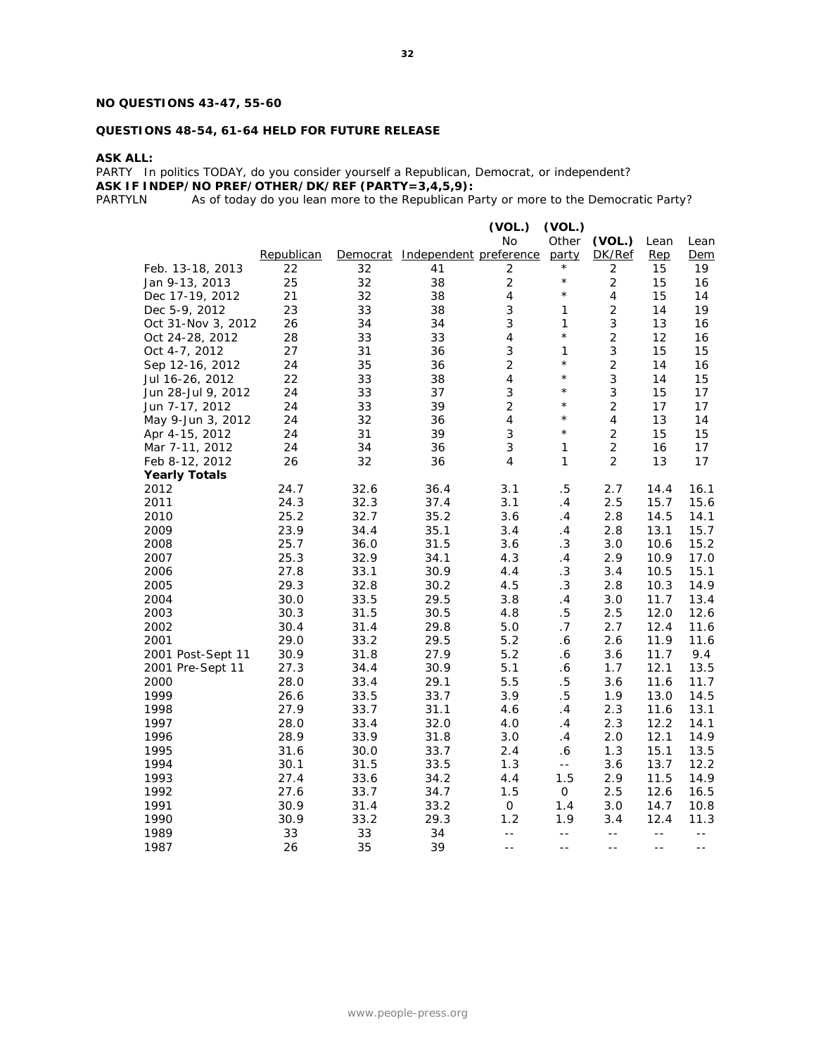**NO QUESTIONS 43-47, 55-60**

**QUESTIONS 48-54, 61-64 HELD FOR FUTURE RELEASE**

**ASK ALL:**
PARTY In politics TODAY, do you consider yourself a Republican, Democrat, or independent?
**ASK IF INDEP/NO PREF/OTHER/DK/REF (PARTY=3,4,5,9):**
PARTYLN As of today do you lean more to the Republican Party or more to the Democratic Party?

| | Republican | Democrat | Independent | (VOL.) No preference | (VOL.) Other party | (VOL.) DK/Ref | Lean Rep | Lean Dem |
|---|---|---|---|---|---|---|---|---|
| Feb. 13-18, 2013 | 22 | 32 | 41 | 2 | * | 2 | 15 | 19 |
| Jan 9-13, 2013 | 25 | 32 | 38 | 2 | * | 2 | 15 | 16 |
| Dec 17-19, 2012 | 21 | 32 | 38 | 4 | * | 4 | 15 | 14 |
| Dec 5-9, 2012 | 23 | 33 | 38 | 3 | 1 | 2 | 14 | 19 |
| Oct 31-Nov 3, 2012 | 26 | 34 | 34 | 3 | 1 | 3 | 13 | 16 |
| Oct 24-28, 2012 | 28 | 33 | 33 | 4 | * | 2 | 12 | 16 |
| Oct 4-7, 2012 | 27 | 31 | 36 | 3 | 1 | 3 | 15 | 15 |
| Sep 12-16, 2012 | 24 | 35 | 36 | 2 | * | 2 | 14 | 16 |
| Jul 16-26, 2012 | 22 | 33 | 38 | 4 | * | 3 | 14 | 15 |
| Jun 28-Jul 9, 2012 | 24 | 33 | 37 | 3 | * | 3 | 15 | 17 |
| Jun 7-17, 2012 | 24 | 33 | 39 | 2 | * | 2 | 17 | 17 |
| May 9-Jun 3, 2012 | 24 | 32 | 36 | 4 | * | 4 | 13 | 14 |
| Apr 4-15, 2012 | 24 | 31 | 39 | 3 | * | 2 | 15 | 15 |
| Mar 7-11, 2012 | 24 | 34 | 36 | 3 | 1 | 2 | 16 | 17 |
| Feb 8-12, 2012 | 26 | 32 | 36 | 4 | 1 | 2 | 13 | 17 |
| **Yearly Totals** | | | | | | | | |
| 2012 | 24.7 | 32.6 | 36.4 | 3.1 | .5 | 2.7 | 14.4 | 16.1 |
| 2011 | 24.3 | 32.3 | 37.4 | 3.1 | .4 | 2.5 | 15.7 | 15.6 |
| 2010 | 25.2 | 32.7 | 35.2 | 3.6 | .4 | 2.8 | 14.5 | 14.1 |
| 2009 | 23.9 | 34.4 | 35.1 | 3.4 | .4 | 2.8 | 13.1 | 15.7 |
| 2008 | 25.7 | 36.0 | 31.5 | 3.6 | .3 | 3.0 | 10.6 | 15.2 |
| 2007 | 25.3 | 32.9 | 34.1 | 4.3 | .4 | 2.9 | 10.9 | 17.0 |
| 2006 | 27.8 | 33.1 | 30.9 | 4.4 | .3 | 3.4 | 10.5 | 15.1 |
| 2005 | 29.3 | 32.8 | 30.2 | 4.5 | .3 | 2.8 | 10.3 | 14.9 |
| 2004 | 30.0 | 33.5 | 29.5 | 3.8 | .4 | 3.0 | 11.7 | 13.4 |
| 2003 | 30.3 | 31.5 | 30.5 | 4.8 | .5 | 2.5 | 12.0 | 12.6 |
| 2002 | 30.4 | 31.4 | 29.8 | 5.0 | .7 | 2.7 | 12.4 | 11.6 |
| 2001 | 29.0 | 33.2 | 29.5 | 5.2 | .6 | 2.6 | 11.9 | 11.6 |
| 2001 Post-Sept 11 | 30.9 | 31.8 | 27.9 | 5.2 | .6 | 3.6 | 11.7 | 9.4 |
| 2001 Pre-Sept 11 | 27.3 | 34.4 | 30.9 | 5.1 | .6 | 1.7 | 12.1 | 13.5 |
| 2000 | 28.0 | 33.4 | 29.1 | 5.5 | .5 | 3.6 | 11.6 | 11.7 |
| 1999 | 26.6 | 33.5 | 33.7 | 3.9 | .5 | 1.9 | 13.0 | 14.5 |
| 1998 | 27.9 | 33.7 | 31.1 | 4.6 | .4 | 2.3 | 11.6 | 13.1 |
| 1997 | 28.0 | 33.4 | 32.0 | 4.0 | .4 | 2.3 | 12.2 | 14.1 |
| 1996 | 28.9 | 33.9 | 31.8 | 3.0 | .4 | 2.0 | 12.1 | 14.9 |
| 1995 | 31.6 | 30.0 | 33.7 | 2.4 | .6 | 1.3 | 15.1 | 13.5 |
| 1994 | 30.1 | 31.5 | 33.5 | 1.3 | -- | 3.6 | 13.7 | 12.2 |
| 1993 | 27.4 | 33.6 | 34.2 | 4.4 | 1.5 | 2.9 | 11.5 | 14.9 |
| 1992 | 27.6 | 33.7 | 34.7 | 1.5 | 0 | 2.5 | 12.6 | 16.5 |
| 1991 | 30.9 | 31.4 | 33.2 | 0 | 1.4 | 3.0 | 14.7 | 10.8 |
| 1990 | 30.9 | 33.2 | 29.3 | 1.2 | 1.9 | 3.4 | 12.4 | 11.3 |
| 1989 | 33 | 33 | 34 | -- | -- | -- | -- | -- |
| 1987 | 26 | 35 | 39 | -- | -- | -- | -- | -- |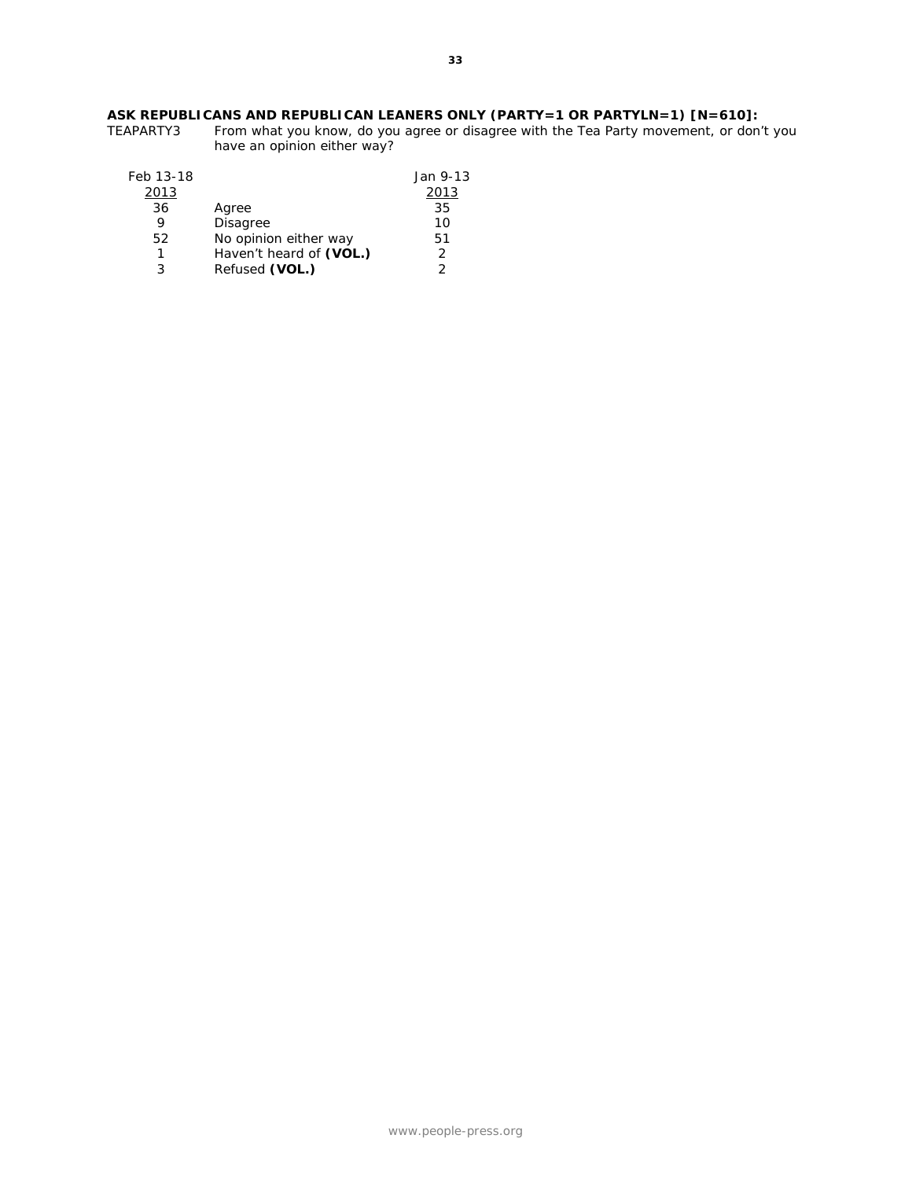**ASK REPUBLICANS AND REPUBLICAN LEANERS ONLY (PARTY=1 OR PARTYLN=1) [N=610]:**

TEAPARTY3 From what you know, do you agree or disagree with the Tea Party movement, or don't you have an opinion either way?

| Feb 13-18 2013 | | Jan 9-13 2013 |
|---|---|---|
| 36 | Agree | 35 |
| 9 | Disagree | 10 |
| 52 | No opinion either way | 51 |
| 1 | Haven't heard of **(VOL.)** | 2 |
| 3 | Refused **(VOL.)** | 2 |